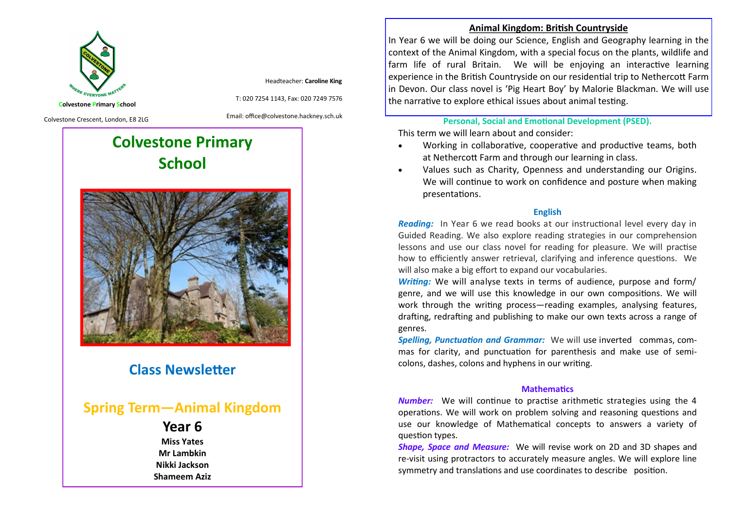Colvestone Primary School

Colvestone Crescent, London, E8 2LG

Headteacher: **Caroline King**

T: 020 7254 1143, Fax: 020 7249 7576

Email: office@colvestone.hackney.sch.uk

# Colvestone Primary School

## Class Newsletter

## Spring Term—Animal Kingdom

### Year 6

**Miss Yates**
**Mr Lambkin**
**Nikki Jackson**
**Shameem Aziz**

## Animal Kingdom: British Countryside

In Year 6 we will be doing our Science, English and Geography learning in the context of the Animal Kingdom, with a special focus on the plants, wildlife and farm life of rural Britain. We will be enjoying an interactive learning experience in the British Countryside on our residential trip to Nethercott Farm in Devon. Our class novel is 'Pig Heart Boy' by Malorie Blackman. We will use the narrative to explore ethical issues about animal testing.

### Personal, Social and Emotional Development (PSED).

This term we will learn about and consider:

- Working in collaborative, cooperative and productive teams, both at Nethercott Farm and through our learning in class.
- Values such as Charity, Openness and understanding our Origins. We will continue to work on confidence and posture when making presentations.

### English

***Reading:*** In Year 6 we read books at our instructional level every day in Guided Reading. We also explore reading strategies in our comprehension lessons and use our class novel for reading for pleasure. We will practise how to efficiently answer retrieval, clarifying and inference questions. We will also make a big effort to expand our vocabularies.

***Writing:*** We will analyse texts in terms of audience, purpose and form/ genre, and we will use this knowledge in our own compositions. We will work through the writing process—reading examples, analysing features, drafting, redrafting and publishing to make our own texts across a range of genres.

***Spelling, Punctuation and Grammar:*** We will use inverted commas, commas for clarity, and punctuation for parenthesis and make use of semi-colons, dashes, colons and hyphens in our writing.

### Mathematics

***Number:*** We will continue to practise arithmetic strategies using the 4 operations. We will work on problem solving and reasoning questions and use our knowledge of Mathematical concepts to answers a variety of question types.

***Shape, Space and Measure:*** We will revise work on 2D and 3D shapes and re-visit using protractors to accurately measure angles. We will explore line symmetry and translations and use coordinates to describe position.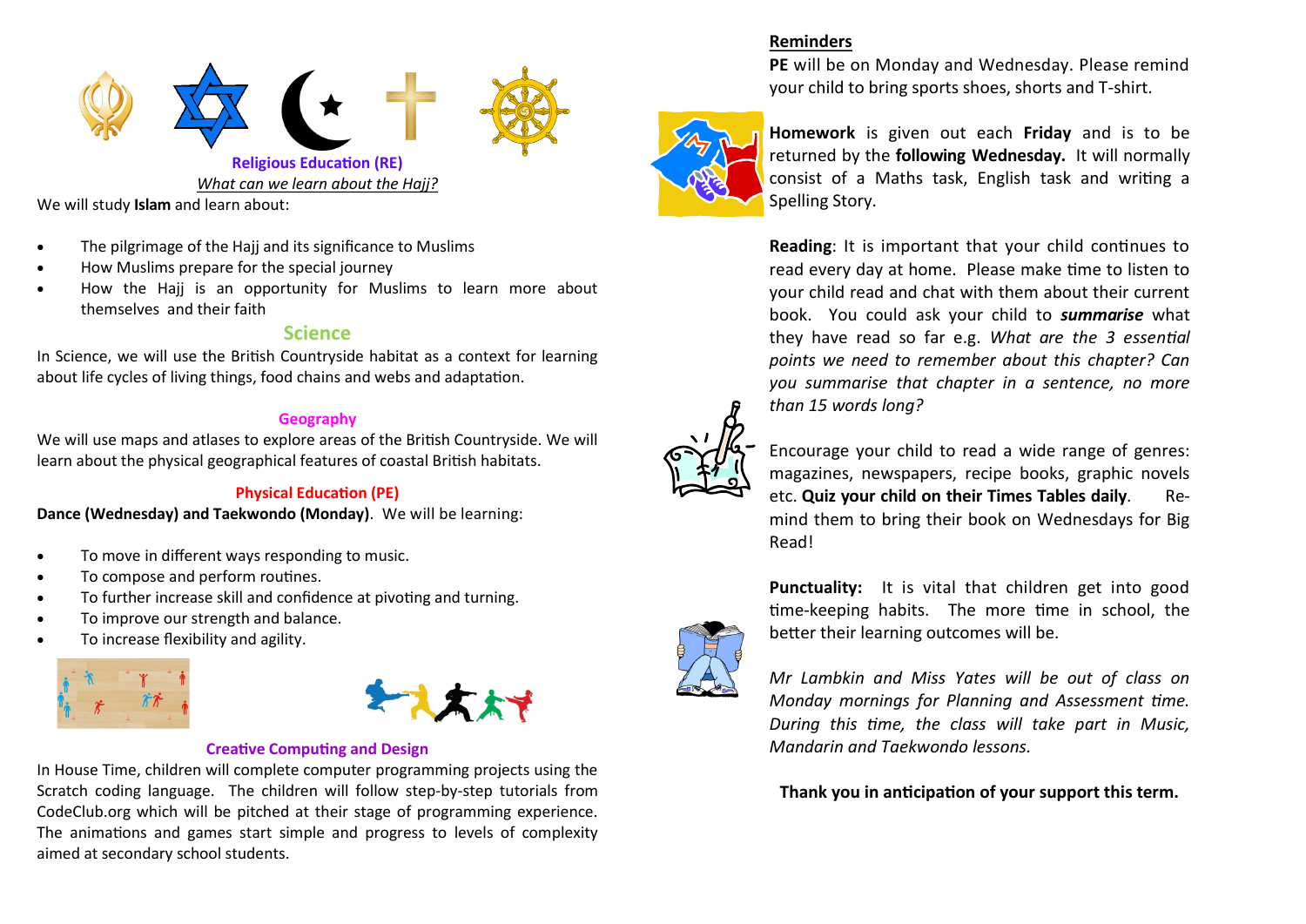### Religious Education (RE)

*What can we learn about the Hajj?*

We will study **Islam** and learn about:

- The pilgrimage of the Hajj and its significance to Muslims
- How Muslims prepare for the special journey
- How the Hajj is an opportunity for Muslims to learn more about themselves and their faith

### Science

In Science, we will use the British Countryside habitat as a context for learning about life cycles of living things, food chains and webs and adaptation.

### Geography

We will use maps and atlases to explore areas of the British Countryside. We will learn about the physical geographical features of coastal British habitats.

### Physical Education (PE)

**Dance (Wednesday) and Taekwondo (Monday)**. We will be learning:

- To move in different ways responding to music.
- To compose and perform routines.
- To further increase skill and confidence at pivoting and turning.
- To improve our strength and balance.
- To increase flexibility and agility.

### Creative Computing and Design

In House Time, children will complete computer programming projects using the Scratch coding language. The children will follow step-by-step tutorials from CodeClub.org which will be pitched at their stage of programming experience. The animations and games start simple and progress to levels of complexity aimed at secondary school students.

### Reminders

**PE** will be on Monday and Wednesday. Please remind your child to bring sports shoes, shorts and T-shirt.

**Homework** is given out each **Friday** and is to be returned by the **following Wednesday.** It will normally consist of a Maths task, English task and writing a Spelling Story.

**Reading**: It is important that your child continues to read every day at home. Please make time to listen to your child read and chat with them about their current book. You could ask your child to ***summarise*** what they have read so far e.g. *What are the 3 essential points we need to remember about this chapter? Can you summarise that chapter in a sentence, no more than 15 words long?*

Encourage your child to read a wide range of genres: magazines, newspapers, recipe books, graphic novels etc. **Quiz your child on their Times Tables daily**. Remind them to bring their book on Wednesdays for Big Read!

**Punctuality:** It is vital that children get into good time-keeping habits. The more time in school, the better their learning outcomes will be.

*Mr Lambkin and Miss Yates will be out of class on Monday mornings for Planning and Assessment time. During this time, the class will take part in Music, Mandarin and Taekwondo lessons.*

**Thank you in anticipation of your support this term.**